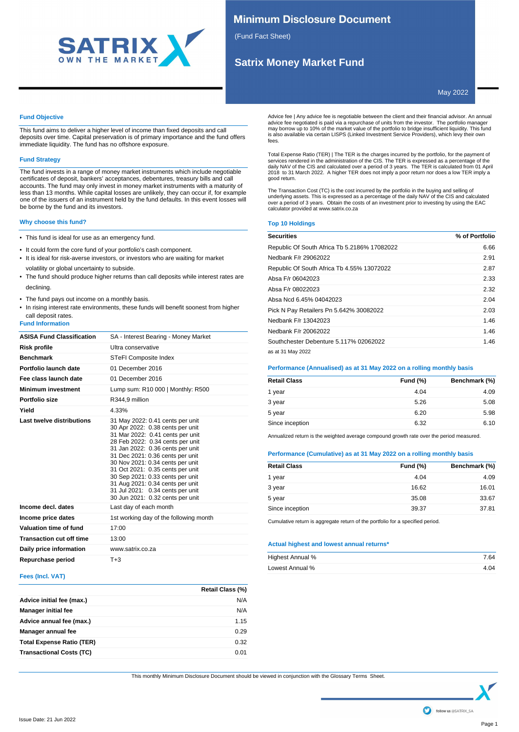# Minimum Disclosure Document

(Fund Fact Sheet)

## Satrix Money Market Fund

May 2022

### Fund Objective

This fund aims to deliver a higher level of income than fixed deposits and call deposits over time. Capital preservation is of primary importance and the fund offers immediate liquidity. The fund has no offshore exposure.

### Fund Strategy

The fund invests in a range of money market instruments which include negotiable certificates of deposit, bankers' acceptances, debentures, treasury bills and call accounts. The fund may only invest in money market instruments with a maturity of less than 13 months. While capital losses are unlikely, they can occur if, for example one of the issuers of an instrument held by the fund defaults. In this event losses will be borne by the fund and its investors.

### Why choose this fund?

- This fund is ideal for use as an emergency fund.
- It could form the core fund of your portfolio's cash component.
- It is ideal for risk-averse investors, or investors who are waiting for market volatility or global uncertainty to subside.
- The fund should produce higher returns than call deposits while interest rates are declining.
- The fund pays out income on a monthly basis.
- In rising interest rate environments, these funds will benefit soonest from higher call deposit rates.

### Fund Information

| | |
|---|---|
| **ASISA Fund Classification** | SA - Interest Bearing - Money Market |
| **Risk profile** | Ultra conservative |
| **Benchmark** | STeFI Composite Index |
| **Portfolio launch date** | 01 December 2016 |
| **Fee class launch date** | 01 December 2016 |
| **Minimum investment** | Lump sum: R10 000 \| Monthly: R500 |
| **Portfolio size** | R344,9 million |
| **Yield** | 4.33% |
| **Last twelve distributions** | 31 May 2022: 0.41 cents per unit<br>30 Apr 2022: 0.38 cents per unit<br>31 Mar 2022: 0.41 cents per unit<br>28 Feb 2022: 0.34 cents per unit<br>31 Jan 2022: 0.36 cents per unit<br>31 Dec 2021: 0.36 cents per unit<br>30 Nov 2021: 0.34 cents per unit<br>31 Oct 2021: 0.35 cents per unit<br>30 Sep 2021: 0.33 cents per unit<br>31 Aug 2021: 0.34 cents per unit<br>31 Jul 2021: 0.34 cents per unit<br>30 Jun 2021: 0.32 cents per unit |
| **Income decl. dates** | Last day of each month |
| **Income price dates** | 1st working day of the following month |
| **Valuation time of fund** | 17:00 |
| **Transaction cut off time** | 13:00 |
| **Daily price information** | www.satrix.co.za |
| **Repurchase period** | T+3 |

### Fees (Incl. VAT)

| | Retail Class (%) |
|---|---|
| **Advice initial fee (max.)** | N/A |
| **Manager initial fee** | N/A |
| **Advice annual fee (max.)** | 1.15 |
| **Manager annual fee** | 0.29 |
| **Total Expense Ratio (TER)** | 0.32 |
| **Transactional Costs (TC)** | 0.01 |

Advice fee | Any advice fee is negotiable between the client and their financial advisor. An annual advice fee negotiated is paid via a repurchase of units from the investor. The portfolio manager may borrow up to 10% of the market value of the portfolio to bridge insufficient liquidity. This fund is also available via certain LISPS (Linked Investment Service Providers), which levy their own fees.

Total Expense Ratio (TER) | The TER is the charges incurred by the portfolio, for the payment of services rendered in the administration of the CIS. The TER is expressed as a percentage of the daily NAV of the CIS and calculated over a period of 3 years. The TER is calculated from 01 April 2018 to 31 March 2022. A higher TER does not imply a poor return nor does a low TER imply a good return.

The Transaction Cost (TC) is the cost incurred by the portfolio in the buying and selling of underlying assets. This is expressed as a percentage of the daily NAV of the CIS and calculated over a period of 3 years. Obtain the costs of an investment prior to investing by using the EAC calculator provided at www.satrix.co.za

### Top 10 Holdings

| Securities | % of Portfolio |
|---|---|
| Republic Of South Africa Tb 5.2186% 17082022 | 6.66 |
| Nedbank F/r 29062022 | 2.91 |
| Republic Of South Africa Tb 4.55% 13072022 | 2.87 |
| Absa F/r 06042023 | 2.33 |
| Absa F/r 08022023 | 2.32 |
| Absa Ncd 6.45% 04042023 | 2.04 |
| Pick N Pay Retailers Pn 5.642% 30082022 | 2.03 |
| Nedbank F/r 13042023 | 1.46 |
| Nedbank F/r 20062022 | 1.46 |
| Southchester Debenture 5.117% 02062022 | 1.46 |

as at 31 May 2022

### Performance (Annualised) as at 31 May 2022 on a rolling monthly basis

| Retail Class | Fund (%) | Benchmark (%) |
|---|---|---|
| 1 year | 4.04 | 4.09 |
| 3 year | 5.26 | 5.08 |
| 5 year | 6.20 | 5.98 |
| Since inception | 6.32 | 6.10 |

Annualized return is the weighted average compound growth rate over the period measured.

### Performance (Cumulative) as at 31 May 2022 on a rolling monthly basis

| Retail Class | Fund (%) | Benchmark (%) |
|---|---|---|
| 1 year | 4.04 | 4.09 |
| 3 year | 16.62 | 16.01 |
| 5 year | 35.08 | 33.67 |
| Since inception | 39.37 | 37.81 |

Cumulative return is aggregate return of the portfolio for a specified period.

### Actual highest and lowest annual returns*

| | |
|---|---|
| Highest Annual % | 7.64 |
| Lowest Annual % | 4.04 |

This monthly Minimum Disclosure Document should be viewed in conjunction with the Glossary Terms Sheet.

Issue Date: 21 Jun 2022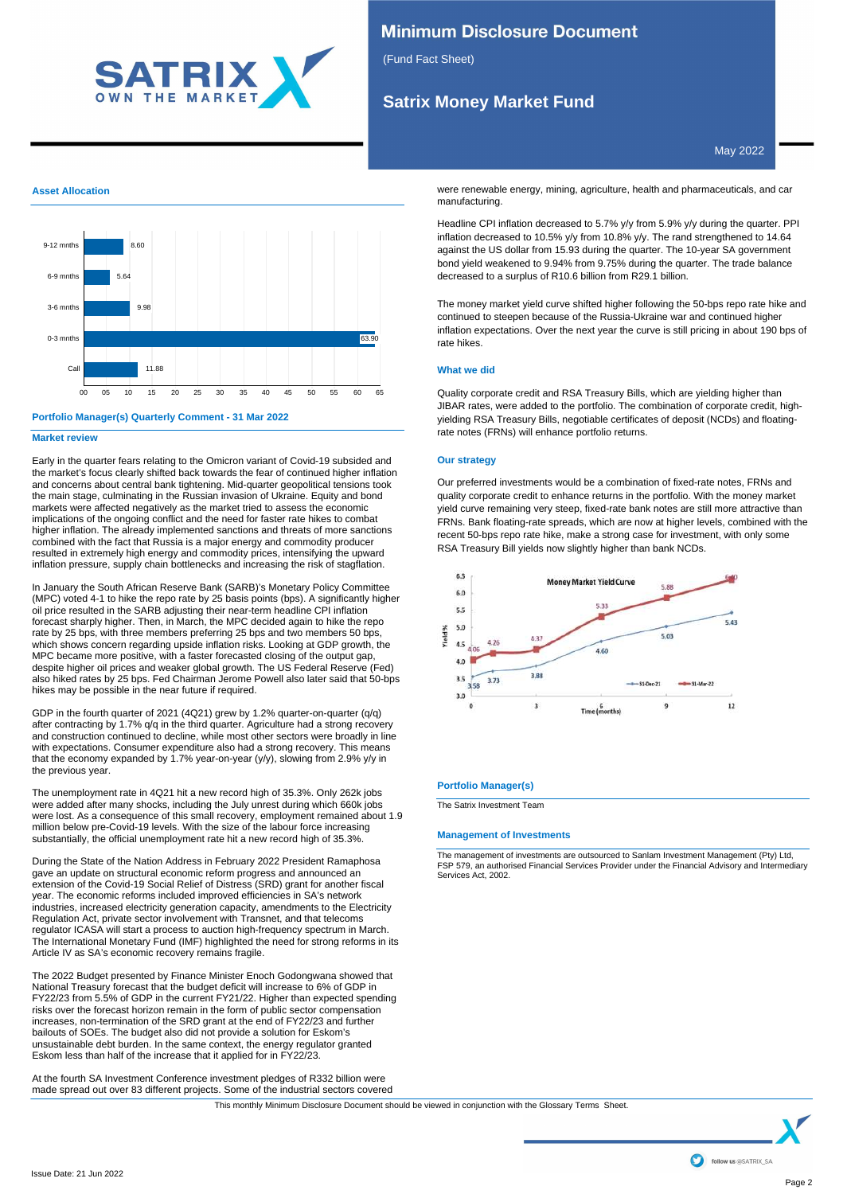# Minimum Disclosure Document

(Fund Fact Sheet)

## Satrix Money Market Fund

May 2022

### Asset Allocation

| Term | % |
|---|---|
| 9-12 mnths | 8.60 |
| 6-9 mnths | 5.64 |
| 3-6 mnths | 9.98 |
| 0-3 mnths | 63.90 |
| Call | 11.88 |

### Portfolio Manager(s) Quarterly Comment - 31 Mar 2022

#### Market review

Early in the quarter fears relating to the Omicron variant of Covid-19 subsided and the market's focus clearly shifted back towards the fear of continued higher inflation and concerns about central bank tightening. Mid-quarter geopolitical tensions took the main stage, culminating in the Russian invasion of Ukraine. Equity and bond markets were affected negatively as the market tried to assess the economic implications of the ongoing conflict and the need for faster rate hikes to combat higher inflation. The already implemented sanctions and threats of more sanctions combined with the fact that Russia is a major energy and commodity producer resulted in extremely high energy and commodity prices, intensifying the upward inflation pressure, supply chain bottlenecks and increasing the risk of stagflation.

In January the South African Reserve Bank (SARB)'s Monetary Policy Committee (MPC) voted 4-1 to hike the repo rate by 25 basis points (bps). A significantly higher oil price resulted in the SARB adjusting their near-term headline CPI inflation forecast sharply higher. Then, in March, the MPC decided again to hike the repo rate by 25 bps, with three members preferring 25 bps and two members 50 bps, which shows concern regarding upside inflation risks. Looking at GDP growth, the MPC became more positive, with a faster forecasted closing of the output gap, despite higher oil prices and weaker global growth. The US Federal Reserve (Fed) also hiked rates by 25 bps. Fed Chairman Jerome Powell also later said that 50-bps hikes may be possible in the near future if required.

GDP in the fourth quarter of 2021 (4Q21) grew by 1.2% quarter-on-quarter (q/q) after contracting by 1.7% q/q in the third quarter. Agriculture had a strong recovery and construction continued to decline, while most other sectors were broadly in line with expectations. Consumer expenditure also had a strong recovery. This means that the economy expanded by 1.7% year-on-year (y/y), slowing from 2.9% y/y in the previous year.

The unemployment rate in 4Q21 hit a new record high of 35.3%. Only 262k jobs were added after many shocks, including the July unrest during which 660k jobs were lost. As a consequence of this small recovery, employment remained about 1.9 million below pre-Covid-19 levels. With the size of the labour force increasing substantially, the official unemployment rate hit a new record high of 35.3%.

During the State of the Nation Address in February 2022 President Ramaphosa gave an update on structural economic reform progress and announced an extension of the Covid-19 Social Relief of Distress (SRD) grant for another fiscal year. The economic reforms included improved efficiencies in SA's network industries, increased electricity generation capacity, amendments to the Electricity Regulation Act, private sector involvement with Transnet, and that telecoms regulator ICASA will start a process to auction high-frequency spectrum in March. The International Monetary Fund (IMF) highlighted the need for strong reforms in its Article IV as SA's economic recovery remains fragile.

The 2022 Budget presented by Finance Minister Enoch Godongwana showed that National Treasury forecast that the budget deficit will increase to 6% of GDP in FY22/23 from 5.5% of GDP in the current FY21/22. Higher than expected spending risks over the forecast horizon remain in the form of public sector compensation increases, non-termination of the SRD grant at the end of FY22/23 and further bailouts of SOEs. The budget also did not provide a solution for Eskom's unsustainable debt burden. In the same context, the energy regulator granted Eskom less than half of the increase that it applied for in FY22/23.

At the fourth SA Investment Conference investment pledges of R332 billion were made spread out over 83 different projects. Some of the industrial sectors covered were renewable energy, mining, agriculture, health and pharmaceuticals, and car manufacturing.

Headline CPI inflation decreased to 5.7% y/y from 5.9% y/y during the quarter. PPI inflation decreased to 10.5% y/y from 10.8% y/y. The rand strengthened to 14.64 against the US dollar from 15.93 during the quarter. The 10-year SA government bond yield weakened to 9.94% from 9.75% during the quarter. The trade balance decreased to a surplus of R10.6 billion from R29.1 billion.

The money market yield curve shifted higher following the 50-bps repo rate hike and continued to steepen because of the Russia-Ukraine war and continued higher inflation expectations. Over the next year the curve is still pricing in about 190 bps of rate hikes.

#### What we did

Quality corporate credit and RSA Treasury Bills, which are yielding higher than JIBAR rates, were added to the portfolio. The combination of corporate credit, high-yielding RSA Treasury Bills, negotiable certificates of deposit (NCDs) and floating-rate notes (FRNs) will enhance portfolio returns.

#### Our strategy

Our preferred investments would be a combination of fixed-rate notes, FRNs and quality corporate credit to enhance returns in the portfolio. With the money market yield curve remaining very steep, fixed-rate bank notes are still more attractive than FRNs. Bank floating-rate spreads, which are now at higher levels, combined with the recent 50-bps repo rate hike, make a strong case for investment, with only some RSA Treasury Bill yields now slightly higher than bank NCDs.

**Money Market Yield Curve**

| Time (months) | 31-Dec-21 Yield % | 31-Mar-22 Yield % |
|---|---|---|
| 0 | 3.58 | 4.06 |
| 1 | 3.73 | 4.26 |
| 3 | 3.88 | 4.37 |
| 6 | 4.60 | 5.33 |
| 9 | 5.03 | 5.88 |
| 12 | 5.43 | 6.40 |

### Portfolio Manager(s)

The Satrix Investment Team

### Management of Investments

The management of investments are outsourced to Sanlam Investment Management (Pty) Ltd, FSP 579, an authorised Financial Services Provider under the Financial Advisory and Intermediary Services Act, 2002.

This monthly Minimum Disclosure Document should be viewed in conjunction with the Glossary Terms Sheet.

Issue Date: 21 Jun 2022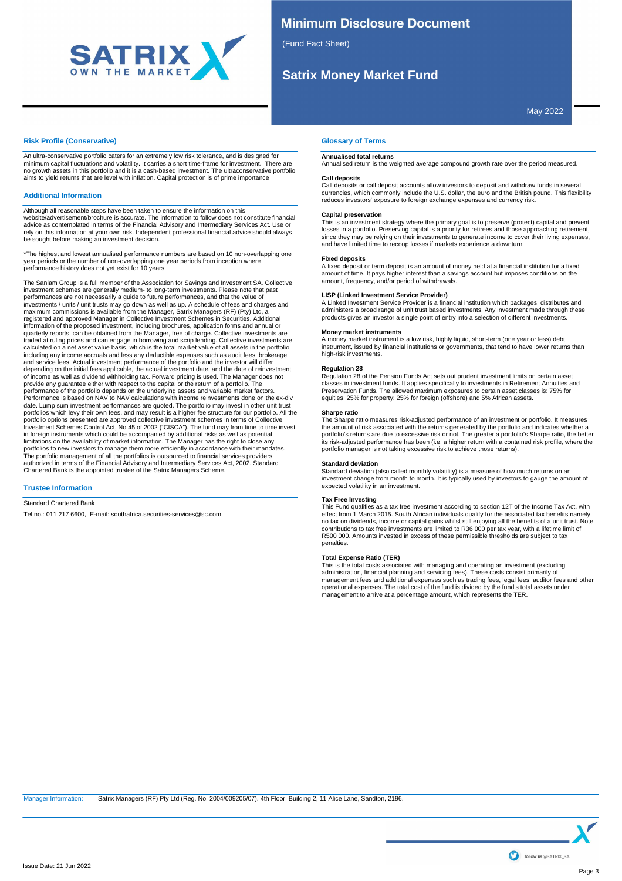# Minimum Disclosure Document

(Fund Fact Sheet)

## Satrix Money Market Fund

May 2022

### Risk Profile (Conservative)

An ultra-conservative portfolio caters for an extremely low risk tolerance, and is designed for minimum capital fluctuations and volatility. It carries a short time-frame for investment. There are no growth assets in this portfolio and it is a cash-based investment. The ultraconservative portfolio aims to yield returns that are level with inflation. Capital protection is of prime importance

### Additional Information

Although all reasonable steps have been taken to ensure the information on this website/advertisement/brochure is accurate. The information to follow does not constitute financial advice as contemplated in terms of the Financial Advisory and Intermediary Services Act. Use or rely on this information at your own risk. Independent professional financial advice should always be sought before making an investment decision.

*The highest and lowest annualised performance numbers are based on 10 non-overlapping one year periods or the number of non-overlapping one year periods from inception where performance history does not yet exist for 10 years.

The Sanlam Group is a full member of the Association for Savings and Investment SA. Collective investment schemes are generally medium- to long-term investments. Please note that past performances are not necessarily a guide to future performances, and that the value of investments / units / unit trusts may go down as well as up. A schedule of fees and charges and maximum commissions is available from the Manager, Satrix Managers (RF) (Pty) Ltd, a registered and approved Manager in Collective Investment Schemes in Securities. Additional information of the proposed investment, including brochures, application forms and annual or quarterly reports, can be obtained from the Manager, free of charge. Collective investments are traded at ruling prices and can engage in borrowing and scrip lending. Collective investments are calculated on a net asset value basis, which is the total market value of all assets in the portfolio including any income accruals and less any deductible expenses such as audit fees, brokerage and service fees. Actual investment performance of the portfolio and the investor will differ depending on the initial fees applicable, the actual investment date, and the date of reinvestment of income as well as dividend withholding tax. Forward pricing is used. The Manager does not provide any guarantee either with respect to the capital or the return of a portfolio. The performance of the portfolio depends on the underlying assets and variable market factors. Performance is based on NAV to NAV calculations with income reinvestments done on the ex-div date. Lump sum investment performances are quoted. The portfolio may invest in other unit trust portfolios which levy their own fees, and may result is a higher fee structure for our portfolio. All the portfolio options presented are approved collective investment schemes in terms of Collective Investment Schemes Control Act, No 45 of 2002 ("CISCA"). The fund may from time to time invest in foreign instruments which could be accompanied by additional risks as well as potential limitations on the availability of market information. The Manager has the right to close any portfolios to new investors to manage them more efficiently in accordance with their mandates. The portfolio management of all the portfolios is outsourced to financial services providers authorized in terms of the Financial Advisory and Intermediary Services Act, 2002. Standard Chartered Bank is the appointed trustee of the Satrix Managers Scheme.

### Trustee Information

Standard Chartered Bank

Tel no.: 011 217 6600, E-mail: southafrica.securities-services@sc.com

### Glossary of Terms

**Annualised total returns**
Annualised return is the weighted average compound growth rate over the period measured.

**Call deposits**
Call deposits or call deposit accounts allow investors to deposit and withdraw funds in several currencies, which commonly include the U.S. dollar, the euro and the British pound. This flexibility reduces investors' exposure to foreign exchange expenses and currency risk.

**Capital preservation**
This is an investment strategy where the primary goal is to preserve (protect) capital and prevent losses in a portfolio. Preserving capital is a priority for retirees and those approaching retirement, since they may be relying on their investments to generate income to cover their living expenses, and have limited time to recoup losses if markets experience a downturn.

**Fixed deposits**
A fixed deposit or term deposit is an amount of money held at a financial institution for a fixed amount of time. It pays higher interest than a savings account but imposes conditions on the amount, frequency, and/or period of withdrawals.

**LISP (Linked Investment Service Provider)**
A Linked Investment Service Provider is a financial institution which packages, distributes and administers a broad range of unit trust based investments. Any investment made through these products gives an investor a single point of entry into a selection of different investments.

**Money market instruments**
A money market instrument is a low risk, highly liquid, short-term (one year or less) debt instrument, issued by financial institutions or governments, that tend to have lower returns than high-risk investments.

**Regulation 28**
Regulation 28 of the Pension Funds Act sets out prudent investment limits on certain asset classes in investment funds. It applies specifically to investments in Retirement Annuities and Preservation Funds. The allowed maximum exposures to certain asset classes is: 75% for equities; 25% for property; 25% for foreign (offshore) and 5% African assets.

**Sharpe ratio**
The Sharpe ratio measures risk-adjusted performance of an investment or portfolio. It measures the amount of risk associated with the returns generated by the portfolio and indicates whether a portfolio's returns are due to excessive risk or not. The greater a portfolio's Sharpe ratio, the better its risk-adjusted performance has been (i.e. a higher return with a contained risk profile, where the portfolio manager is not taking excessive risk to achieve those returns).

**Standard deviation**
Standard deviation (also called monthly volatility) is a measure of how much returns on an investment change from month to month. It is typically used by investors to gauge the amount of expected volatility in an investment.

**Tax Free Investing**
This Fund qualifies as a tax free investment according to section 12T of the Income Tax Act, with effect from 1 March 2015. South African individuals qualify for the associated tax benefits namely no tax on dividends, income or capital gains whilst still enjoying all the benefits of a unit trust. Note contributions to tax free investments are limited to R36 000 per tax year, with a lifetime limit of R500 000. Amounts invested in excess of these permissible thresholds are subject to tax penalties.

**Total Expense Ratio (TER)**
This is the total costs associated with managing and operating an investment (excluding administration, financial planning and servicing fees). These costs consist primarily of management fees and additional expenses such as trading fees, legal fees, auditor fees and other operational expenses. The total cost of the fund is divided by the fund's total assets under management to arrive at a percentage amount, which represents the TER.

Manager Information: Satrix Managers (RF) Pty Ltd (Reg. No. 2004/009205/07). 4th Floor, Building 2, 11 Alice Lane, Sandton, 2196.

follow us @SATRIX_SA

Issue Date: 21 Jun 2022